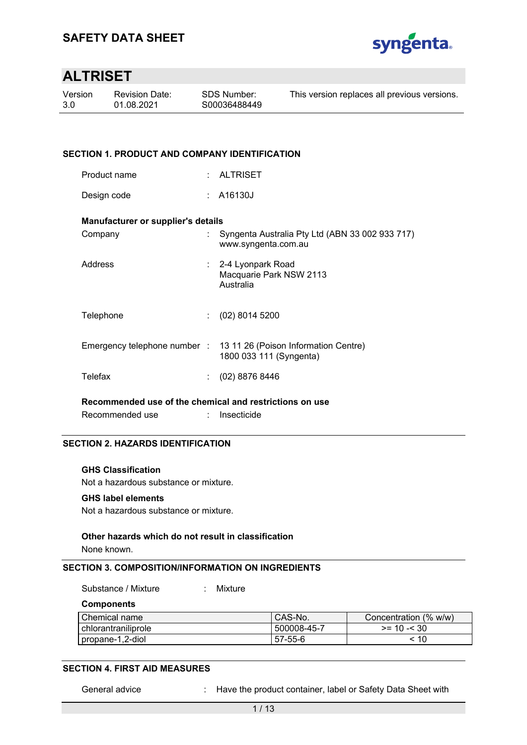# SAFETY DATA SHEET

# ALTRISET

| Version | Revision Date: | SDS Number: | This version replaces all previous versions. |
|---|---|---|---|
| 3.0 | 01.08.2021 | S00036488449 | |

## SECTION 1. PRODUCT AND COMPANY IDENTIFICATION

Product name : ALTRISET

Design code : A16130J

**Manufacturer or supplier's details**

Company : Syngenta Australia Pty Ltd (ABN 33 002 933 717)
www.syngenta.com.au

Address : 2-4 Lyonpark Road
Macquarie Park NSW 2113
Australia

Telephone : (02) 8014 5200

Emergency telephone number : 13 11 26 (Poison Information Centre)
1800 033 111 (Syngenta)

Telefax : (02) 8876 8446

**Recommended use of the chemical and restrictions on use**

Recommended use : Insecticide

## SECTION 2. HAZARDS IDENTIFICATION

**GHS Classification**

Not a hazardous substance or mixture.

**GHS label elements**

Not a hazardous substance or mixture.

**Other hazards which do not result in classification**

None known.

## SECTION 3. COMPOSITION/INFORMATION ON INGREDIENTS

Substance / Mixture : Mixture

**Components**

| Chemical name | CAS-No. | Concentration (% w/w) |
|---|---|---|
| chlorantraniliprole | 500008-45-7 | >= 10 -< 30 |
| propane-1,2-diol | 57-55-6 | < 10 |

## SECTION 4. FIRST AID MEASURES

General advice : Have the product container, label or Safety Data Sheet with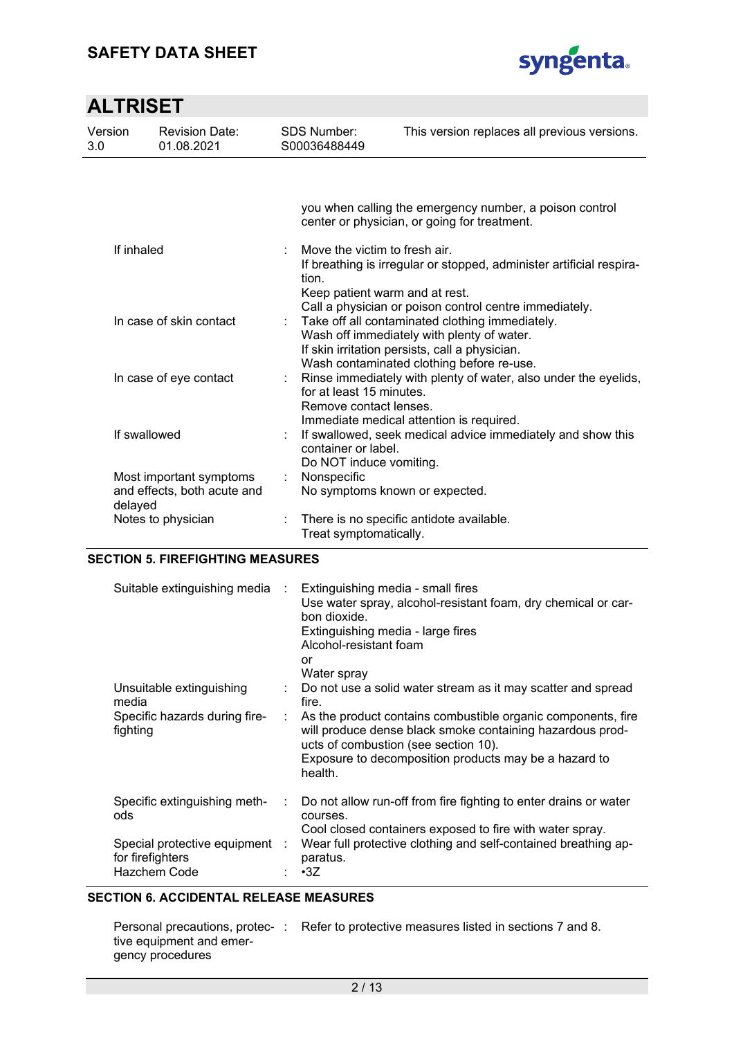you when calling the emergency number, a poison control center or physician, or going for treatment.

| | |
|---|---|
| If inhaled | Move the victim to fresh air.<br>If breathing is irregular or stopped, administer artificial respiration.<br>Keep patient warm and at rest.<br>Call a physician or poison control centre immediately. |
| In case of skin contact | Take off all contaminated clothing immediately.<br>Wash off immediately with plenty of water.<br>If skin irritation persists, call a physician.<br>Wash contaminated clothing before re-use. |
| In case of eye contact | Rinse immediately with plenty of water, also under the eyelids, for at least 15 minutes.<br>Remove contact lenses.<br>Immediate medical attention is required. |
| If swallowed | If swallowed, seek medical advice immediately and show this container or label.<br>Do NOT induce vomiting. |
| Most important symptoms and effects, both acute and delayed | Nonspecific<br>No symptoms known or expected. |
| Notes to physician | There is no specific antidote available.<br>Treat symptomatically. |

## SECTION 5. FIREFIGHTING MEASURES

| | |
|---|---|
| Suitable extinguishing media | Extinguishing media - small fires<br>Use water spray, alcohol-resistant foam, dry chemical or carbon dioxide.<br>Extinguishing media - large fires<br>Alcohol-resistant foam<br>or<br>Water spray |
| Unsuitable extinguishing media | Do not use a solid water stream as it may scatter and spread fire. |
| Specific hazards during firefighting | As the product contains combustible organic components, fire will produce dense black smoke containing hazardous products of combustion (see section 10).<br>Exposure to decomposition products may be a hazard to health. |
| Specific extinguishing methods | Do not allow run-off from fire fighting to enter drains or water courses.<br>Cool closed containers exposed to fire with water spray. |
| Special protective equipment for firefighters | Wear full protective clothing and self-contained breathing apparatus. |
| Hazchem Code | •3Z |

## SECTION 6. ACCIDENTAL RELEASE MEASURES

| | |
|---|---|
| Personal precautions, protective equipment and emergency procedures | Refer to protective measures listed in sections 7 and 8. |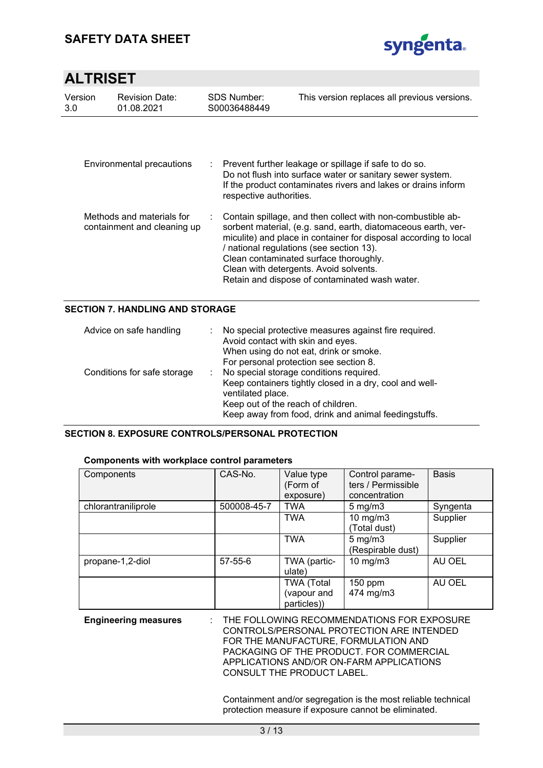| | |
|---|---|
| Environmental precautions | Prevent further leakage or spillage if safe to do so.<br>Do not flush into surface water or sanitary sewer system.<br>If the product contaminates rivers and lakes or drains inform respective authorities. |
| Methods and materials for containment and cleaning up | Contain spillage, and then collect with non-combustible absorbent material, (e.g. sand, earth, diatomaceous earth, vermiculite) and place in container for disposal according to local / national regulations (see section 13).<br>Clean contaminated surface thoroughly.<br>Clean with detergents. Avoid solvents.<br>Retain and dispose of contaminated wash water. |

## SECTION 7. HANDLING AND STORAGE

| | |
|---|---|
| Advice on safe handling | No special protective measures against fire required.<br>Avoid contact with skin and eyes.<br>When using do not eat, drink or smoke.<br>For personal protection see section 8. |
| Conditions for safe storage | No special storage conditions required.<br>Keep containers tightly closed in a dry, cool and well-ventilated place.<br>Keep out of the reach of children.<br>Keep away from food, drink and animal feedingstuffs. |

## SECTION 8. EXPOSURE CONTROLS/PERSONAL PROTECTION

**Components with workplace control parameters**

| Components | CAS-No. | Value type (Form of exposure) | Control parameters / Permissible concentration | Basis |
|---|---|---|---|---|
| chlorantraniliprole | 500008-45-7 | TWA | 5 mg/m3 | Syngenta |
| | | TWA | 10 mg/m3 (Total dust) | Supplier |
| | | TWA | 5 mg/m3 (Respirable dust) | Supplier |
| propane-1,2-diol | 57-55-6 | TWA (particulate) | 10 mg/m3 | AU OEL |
| | | TWA (Total (vapour and particles)) | 150 ppm 474 mg/m3 | AU OEL |

**Engineering measures** : THE FOLLOWING RECOMMENDATIONS FOR EXPOSURE CONTROLS/PERSONAL PROTECTION ARE INTENDED FOR THE MANUFACTURE, FORMULATION AND PACKAGING OF THE PRODUCT. FOR COMMERCIAL APPLICATIONS AND/OR ON-FARM APPLICATIONS CONSULT THE PRODUCT LABEL.

Containment and/or segregation is the most reliable technical protection measure if exposure cannot be eliminated.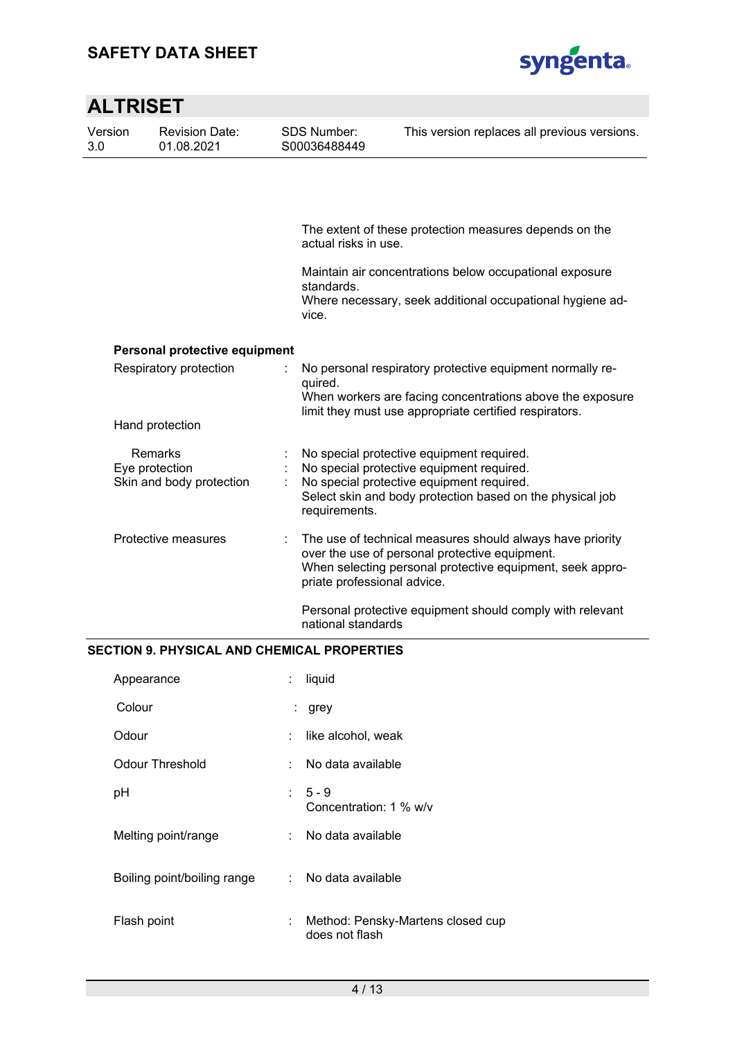The extent of these protection measures depends on the actual risks in use.

Maintain air concentrations below occupational exposure standards.
Where necessary, seek additional occupational hygiene advice.

**Personal protective equipment**

| | | |
|---|---|---|
| Respiratory protection | : | No personal respiratory protective equipment normally required. When workers are facing concentrations above the exposure limit they must use appropriate certified respirators. |
| Hand protection | | |
| Remarks | : | No special protective equipment required. |
| Eye protection | : | No special protective equipment required. |
| Skin and body protection | : | No special protective equipment required. Select skin and body protection based on the physical job requirements. |
| Protective measures | : | The use of technical measures should always have priority over the use of personal protective equipment. When selecting personal protective equipment, seek appropriate professional advice. Personal protective equipment should comply with relevant national standards |

## SECTION 9. PHYSICAL AND CHEMICAL PROPERTIES

| | | |
|---|---|---|
| Appearance | : | liquid |
| Colour | : | grey |
| Odour | : | like alcohol, weak |
| Odour Threshold | : | No data available |
| pH | : | 5 - 9<br>Concentration: 1 % w/v |
| Melting point/range | : | No data available |
| Boiling point/boiling range | : | No data available |
| Flash point | : | Method: Pensky-Martens closed cup<br>does not flash |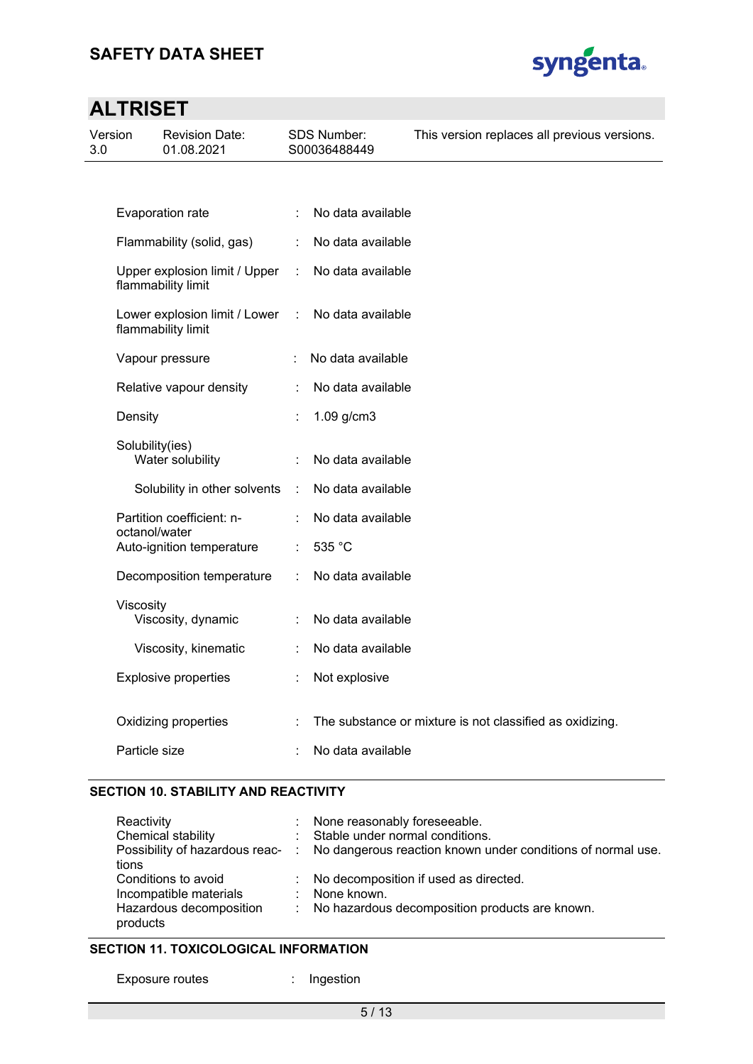| | | |
|---|---|---|
| Evaporation rate | : | No data available |
| Flammability (solid, gas) | : | No data available |
| Upper explosion limit / Upper flammability limit | : | No data available |
| Lower explosion limit / Lower flammability limit | : | No data available |
| Vapour pressure | : | No data available |
| Relative vapour density | : | No data available |
| Density | : | 1.09 g/cm3 |
| Solubility(ies) | | |
| Water solubility | : | No data available |
| Solubility in other solvents | : | No data available |
| Partition coefficient: n-octanol/water | : | No data available |
| Auto-ignition temperature | : | 535 °C |
| Decomposition temperature | : | No data available |
| Viscosity | | |
| Viscosity, dynamic | : | No data available |
| Viscosity, kinematic | : | No data available |
| Explosive properties | : | Not explosive |
| Oxidizing properties | : | The substance or mixture is not classified as oxidizing. |
| Particle size | : | No data available |

## SECTION 10. STABILITY AND REACTIVITY

| | | |
|---|---|---|
| Reactivity | : | None reasonably foreseeable. |
| Chemical stability | : | Stable under normal conditions. |
| Possibility of hazardous reactions | : | No dangerous reaction known under conditions of normal use. |
| Conditions to avoid | : | No decomposition if used as directed. |
| Incompatible materials | : | None known. |
| Hazardous decomposition products | : | No hazardous decomposition products are known. |

## SECTION 11. TOXICOLOGICAL INFORMATION

| | | |
|---|---|---|
| Exposure routes | : | Ingestion |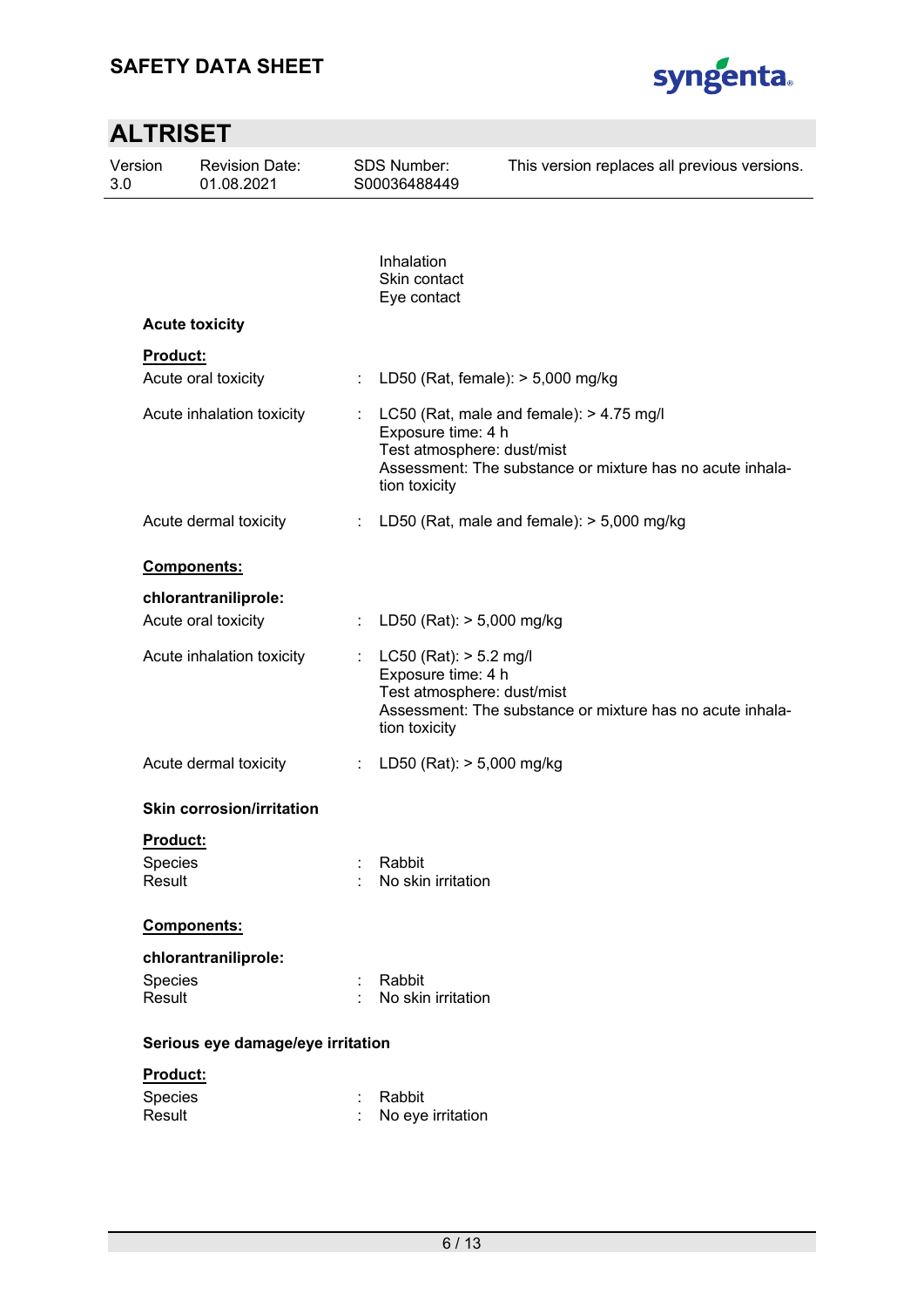Inhalation
Skin contact
Eye contact

**Acute toxicity**

**Product:**

| | | |
|---|---|---|
| Acute oral toxicity | : | LD50 (Rat, female): > 5,000 mg/kg |
| Acute inhalation toxicity | : | LC50 (Rat, male and female): > 4.75 mg/l<br>Exposure time: 4 h<br>Test atmosphere: dust/mist<br>Assessment: The substance or mixture has no acute inhalation toxicity |
| Acute dermal toxicity | : | LD50 (Rat, male and female): > 5,000 mg/kg |

**Components:**

**chlorantraniliprole:**

| | | |
|---|---|---|
| Acute oral toxicity | : | LD50 (Rat): > 5,000 mg/kg |
| Acute inhalation toxicity | : | LC50 (Rat): > 5.2 mg/l<br>Exposure time: 4 h<br>Test atmosphere: dust/mist<br>Assessment: The substance or mixture has no acute inhalation toxicity |
| Acute dermal toxicity | : | LD50 (Rat): > 5,000 mg/kg |

**Skin corrosion/irritation**

**Product:**

| | | |
|---|---|---|
| Species | : | Rabbit |
| Result | : | No skin irritation |

**Components:**

**chlorantraniliprole:**

| | | |
|---|---|---|
| Species | : | Rabbit |
| Result | : | No skin irritation |

**Serious eye damage/eye irritation**

**Product:**

| | | |
|---|---|---|
| Species | : | Rabbit |
| Result | : | No eye irritation |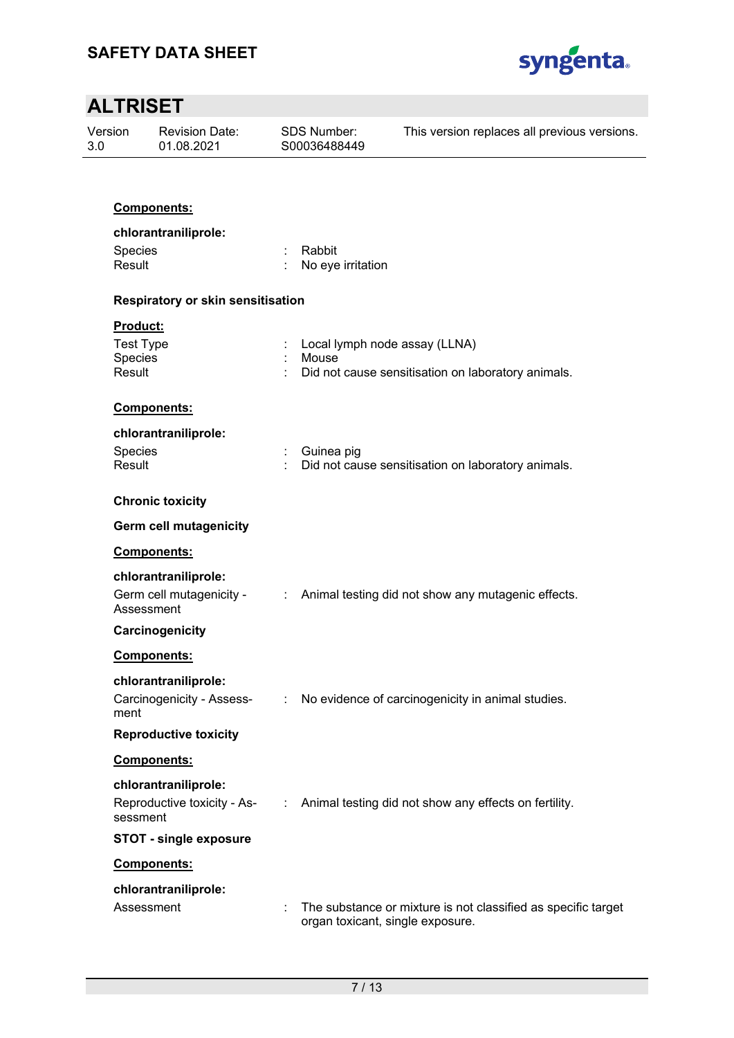**Components:**

**chlorantraniliprole:**

| | | |
|---|---|---|
| Species | : | Rabbit |
| Result | : | No eye irritation |

**Respiratory or skin sensitisation**

**Product:**

| | | |
|---|---|---|
| Test Type | : | Local lymph node assay (LLNA) |
| Species | : | Mouse |
| Result | : | Did not cause sensitisation on laboratory animals. |

**Components:**

**chlorantraniliprole:**

| | | |
|---|---|---|
| Species | : | Guinea pig |
| Result | : | Did not cause sensitisation on laboratory animals. |

**Chronic toxicity**

**Germ cell mutagenicity**

**Components:**

**chlorantraniliprole:**

| | | |
|---|---|---|
| Germ cell mutagenicity - Assessment | : | Animal testing did not show any mutagenic effects. |

**Carcinogenicity**

**Components:**

**chlorantraniliprole:**

| | | |
|---|---|---|
| Carcinogenicity - Assessment | : | No evidence of carcinogenicity in animal studies. |

**Reproductive toxicity**

**Components:**

**chlorantraniliprole:**

| | | |
|---|---|---|
| Reproductive toxicity - Assessment | : | Animal testing did not show any effects on fertility. |

**STOT - single exposure**

**Components:**

**chlorantraniliprole:**

| | | |
|---|---|---|
| Assessment | : | The substance or mixture is not classified as specific target organ toxicant, single exposure. |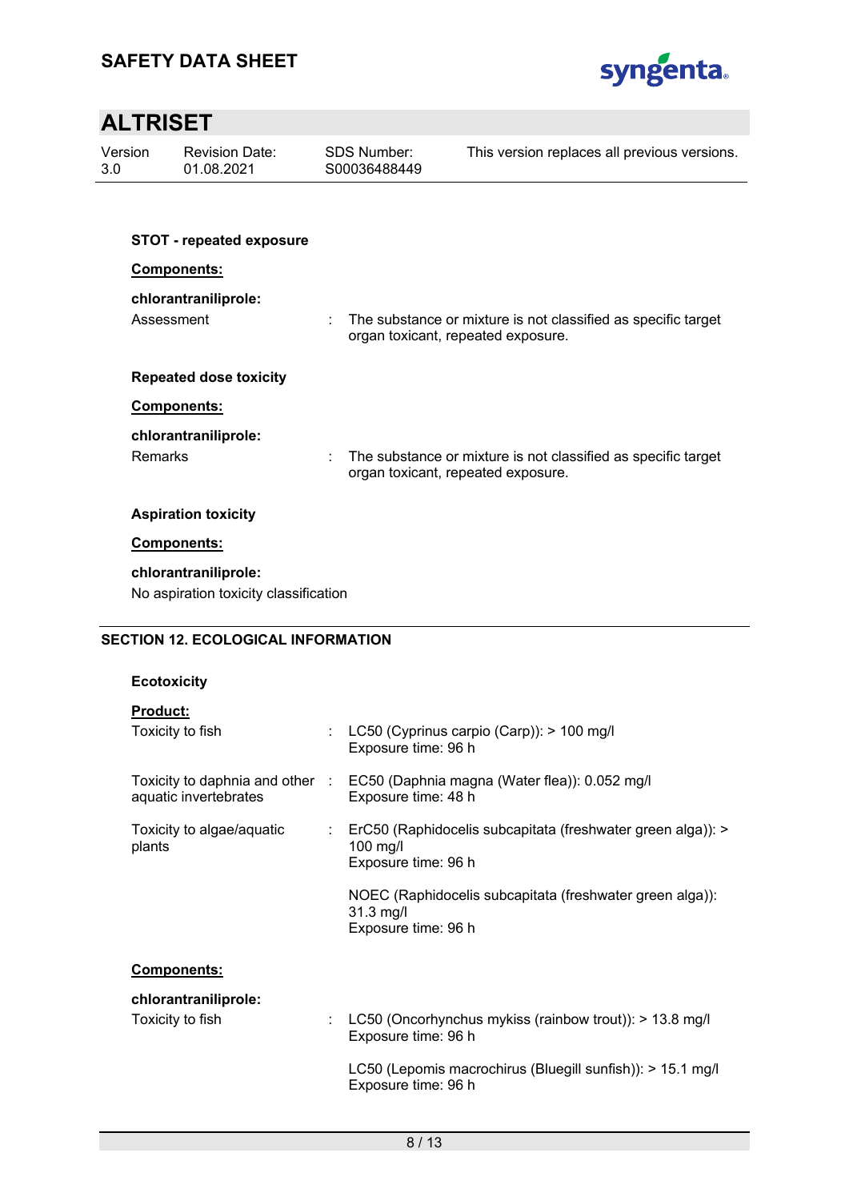**STOT - repeated exposure**

**Components:**

**chlorantraniliprole:**

Assessment : The substance or mixture is not classified as specific target organ toxicant, repeated exposure.

**Repeated dose toxicity**

**Components:**

**chlorantraniliprole:**

Remarks : The substance or mixture is not classified as specific target organ toxicant, repeated exposure.

**Aspiration toxicity**

**Components:**

**chlorantraniliprole:**

No aspiration toxicity classification

## SECTION 12. ECOLOGICAL INFORMATION

**Ecotoxicity**

**Product:**

Toxicity to fish : LC50 (Cyprinus carpio (Carp)): > 100 mg/l
Exposure time: 96 h

Toxicity to daphnia and other aquatic invertebrates : EC50 (Daphnia magna (Water flea)): 0.052 mg/l
Exposure time: 48 h

Toxicity to algae/aquatic plants : ErC50 (Raphidocelis subcapitata (freshwater green alga)): > 100 mg/l
Exposure time: 96 h

NOEC (Raphidocelis subcapitata (freshwater green alga)): 31.3 mg/l
Exposure time: 96 h

**Components:**

**chlorantraniliprole:**

Toxicity to fish : LC50 (Oncorhynchus mykiss (rainbow trout)): > 13.8 mg/l
Exposure time: 96 h

LC50 (Lepomis macrochirus (Bluegill sunfish)): > 15.1 mg/l
Exposure time: 96 h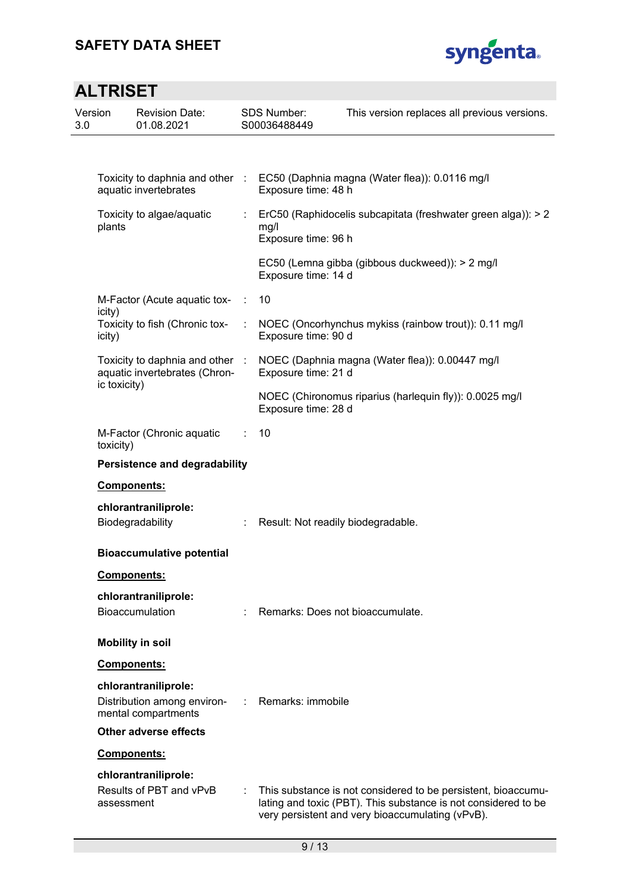| | | |
|---|---|---|
| Toxicity to daphnia and other aquatic invertebrates | : | EC50 (Daphnia magna (Water flea)): 0.0116 mg/l<br>Exposure time: 48 h |
| Toxicity to algae/aquatic plants | : | ErC50 (Raphidocelis subcapitata (freshwater green alga)): > 2 mg/l<br>Exposure time: 96 h |
| | | EC50 (Lemna gibba (gibbous duckweed)): > 2 mg/l<br>Exposure time: 14 d |
| M-Factor (Acute aquatic toxicity) | : | 10 |
| Toxicity to fish (Chronic toxicity) | : | NOEC (Oncorhynchus mykiss (rainbow trout)): 0.11 mg/l<br>Exposure time: 90 d |
| Toxicity to daphnia and other aquatic invertebrates (Chronic toxicity) | : | NOEC (Daphnia magna (Water flea)): 0.00447 mg/l<br>Exposure time: 21 d |
| | | NOEC (Chironomus riparius (harlequin fly)): 0.0025 mg/l<br>Exposure time: 28 d |
| M-Factor (Chronic aquatic toxicity) | : | 10 |

**Persistence and degradability**

**Components:**

**chlorantraniliprole:**

Biodegradability : Result: Not readily biodegradable.

**Bioaccumulative potential**

**Components:**

**chlorantraniliprole:**

Bioaccumulation : Remarks: Does not bioaccumulate.

**Mobility in soil**

**Components:**

**chlorantraniliprole:**

Distribution among environmental compartments : Remarks: immobile

**Other adverse effects**

**Components:**

**chlorantraniliprole:**

Results of PBT and vPvB assessment : This substance is not considered to be persistent, bioaccumulating and toxic (PBT). This substance is not considered to be very persistent and very bioaccumulating (vPvB).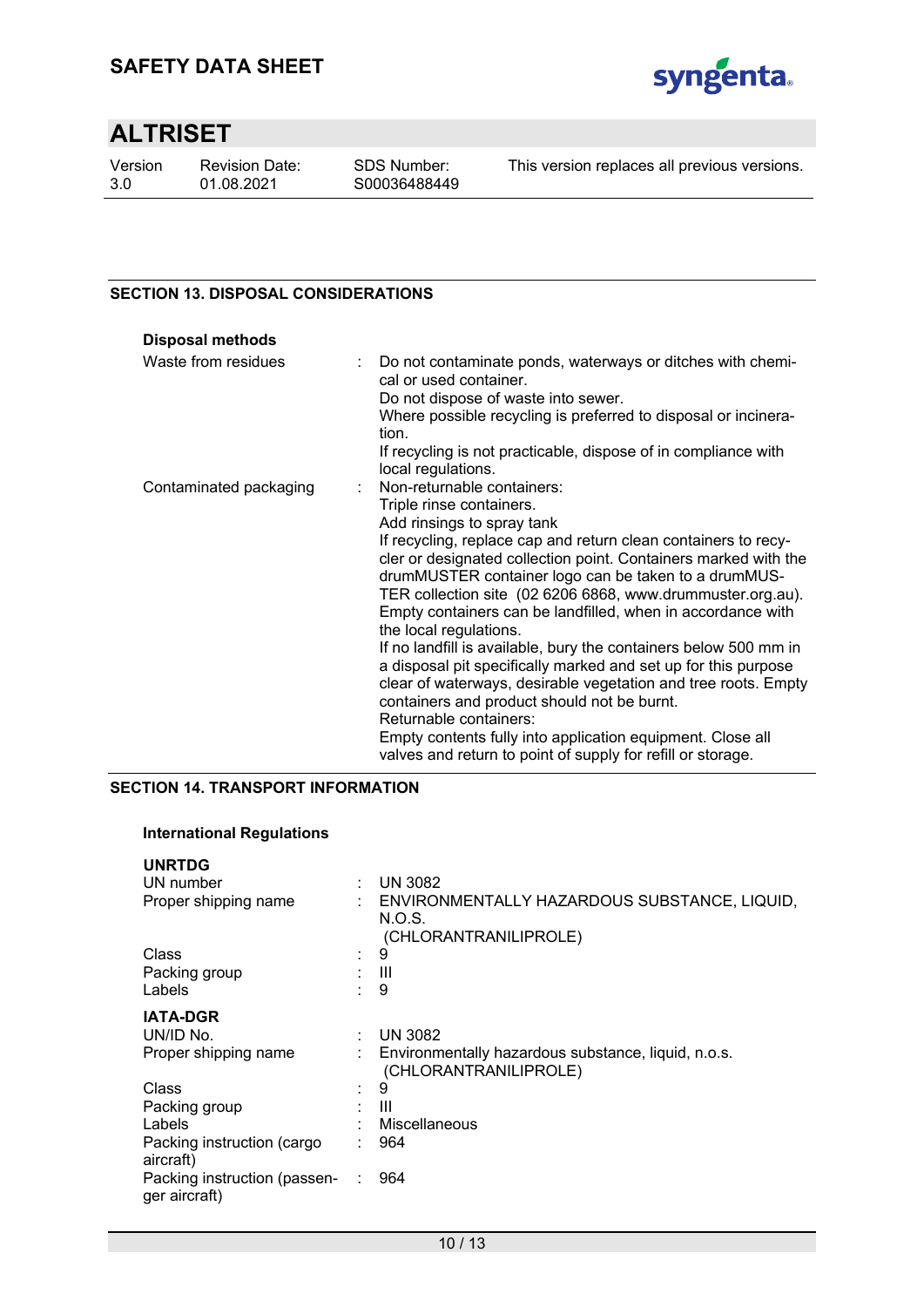## SECTION 13. DISPOSAL CONSIDERATIONS

### Disposal methods

| | |
|---|---|
| Waste from residues | : Do not contaminate ponds, waterways or ditches with chemical or used container.<br>Do not dispose of waste into sewer.<br>Where possible recycling is preferred to disposal or incineration.<br>If recycling is not practicable, dispose of in compliance with local regulations. |
| Contaminated packaging | : Non-returnable containers:<br>Triple rinse containers.<br>Add rinsings to spray tank<br>If recycling, replace cap and return clean containers to recycler or designated collection point. Containers marked with the drumMUSTER container logo can be taken to a drumMUSTER collection site (02 6206 6868, www.drummuster.org.au).<br>Empty containers can be landfilled, when in accordance with the local regulations.<br>If no landfill is available, bury the containers below 500 mm in a disposal pit specifically marked and set up for this purpose clear of waterways, desirable vegetation and tree roots. Empty containers and product should not be burnt.<br>Returnable containers:<br>Empty contents fully into application equipment. Close all valves and return to point of supply for refill or storage. |

## SECTION 14. TRANSPORT INFORMATION

### International Regulations

**UNRTDG**

| | |
|---|---|
| UN number | : UN 3082 |
| Proper shipping name | : ENVIRONMENTALLY HAZARDOUS SUBSTANCE, LIQUID, N.O.S.<br>(CHLORANTRANILIPROLE) |
| Class | : 9 |
| Packing group | : III |
| Labels | : 9 |

**IATA-DGR**

| | |
|---|---|
| UN/ID No. | : UN 3082 |
| Proper shipping name | : Environmentally hazardous substance, liquid, n.o.s.<br>(CHLORANTRANILIPROLE) |
| Class | : 9 |
| Packing group | : III |
| Labels | : Miscellaneous |
| Packing instruction (cargo aircraft) | : 964 |
| Packing instruction (passenger aircraft) | : 964 |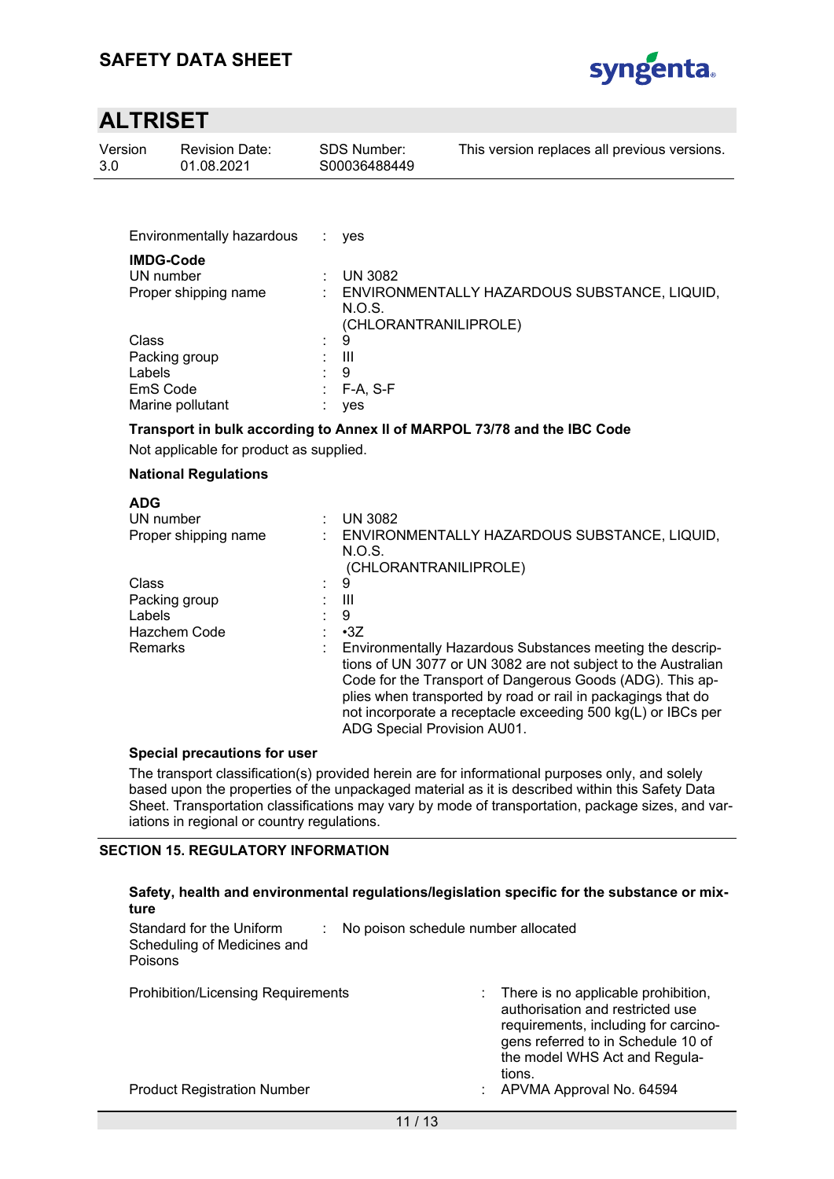Environmentally hazardous : yes

**IMDG-Code**

| | | |
|---|---|---|
| UN number | : | UN 3082 |
| Proper shipping name | : | ENVIRONMENTALLY HAZARDOUS SUBSTANCE, LIQUID, N.O.S. (CHLORANTRANILIPROLE) |
| Class | : | 9 |
| Packing group | : | III |
| Labels | : | 9 |
| EmS Code | : | F-A, S-F |
| Marine pollutant | : | yes |

**Transport in bulk according to Annex II of MARPOL 73/78 and the IBC Code**

Not applicable for product as supplied.

**National Regulations**

**ADG**

| | | |
|---|---|---|
| UN number | : | UN 3082 |
| Proper shipping name | : | ENVIRONMENTALLY HAZARDOUS SUBSTANCE, LIQUID, N.O.S. (CHLORANTRANILIPROLE) |
| Class | : | 9 |
| Packing group | : | III |
| Labels | : | 9 |
| Hazchem Code | : | •3Z |
| Remarks | : | Environmentally Hazardous Substances meeting the descriptions of UN 3077 or UN 3082 are not subject to the Australian Code for the Transport of Dangerous Goods (ADG). This applies when transported by road or rail in packagings that do not incorporate a receptacle exceeding 500 kg(L) or IBCs per ADG Special Provision AU01. |

**Special precautions for user**

The transport classification(s) provided herein are for informational purposes only, and solely based upon the properties of the unpackaged material as it is described within this Safety Data Sheet. Transportation classifications may vary by mode of transportation, package sizes, and variations in regional or country regulations.

## SECTION 15. REGULATORY INFORMATION

**Safety, health and environmental regulations/legislation specific for the substance or mixture**

| | | |
|---|---|---|
| Standard for the Uniform Scheduling of Medicines and Poisons | : | No poison schedule number allocated |
| Prohibition/Licensing Requirements | : | There is no applicable prohibition, authorisation and restricted use requirements, including for carcinogens referred to in Schedule 10 of the model WHS Act and Regulations. |
| Product Registration Number | : | APVMA Approval No. 64594 |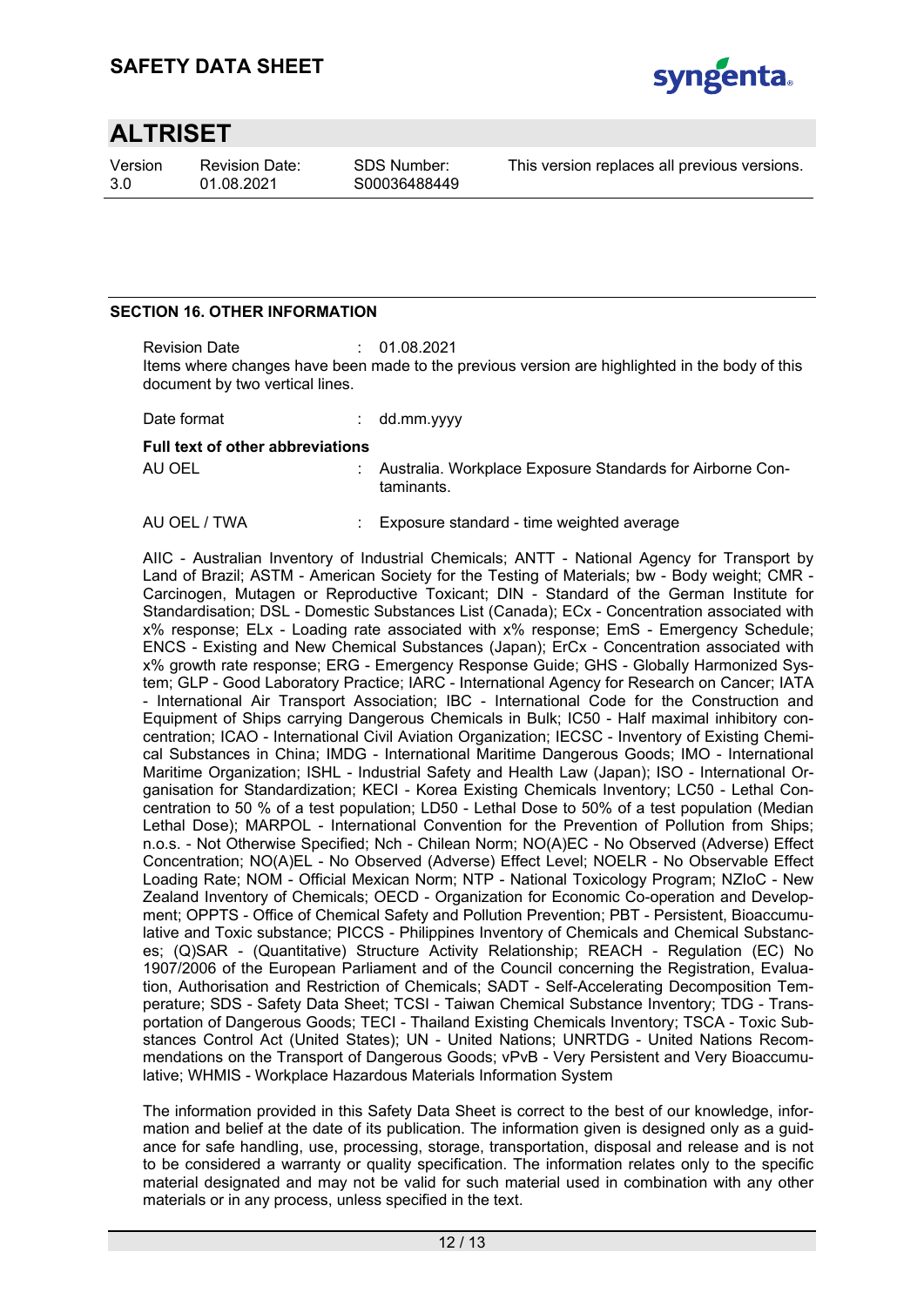## SECTION 16. OTHER INFORMATION

Revision Date : 01.08.2021

Items where changes have been made to the previous version are highlighted in the body of this document by two vertical lines.

Date format : dd.mm.yyyy

**Full text of other abbreviations**

AU OEL : Australia. Workplace Exposure Standards for Airborne Contaminants.

AU OEL / TWA : Exposure standard - time weighted average

AIIC - Australian Inventory of Industrial Chemicals; ANTT - National Agency for Transport by Land of Brazil; ASTM - American Society for the Testing of Materials; bw - Body weight; CMR - Carcinogen, Mutagen or Reproductive Toxicant; DIN - Standard of the German Institute for Standardisation; DSL - Domestic Substances List (Canada); ECx - Concentration associated with x% response; ELx - Loading rate associated with x% response; EmS - Emergency Schedule; ENCS - Existing and New Chemical Substances (Japan); ErCx - Concentration associated with x% growth rate response; ERG - Emergency Response Guide; GHS - Globally Harmonized System; GLP - Good Laboratory Practice; IARC - International Agency for Research on Cancer; IATA - International Air Transport Association; IBC - International Code for the Construction and Equipment of Ships carrying Dangerous Chemicals in Bulk; IC50 - Half maximal inhibitory concentration; ICAO - International Civil Aviation Organization; IECSC - Inventory of Existing Chemical Substances in China; IMDG - International Maritime Dangerous Goods; IMO - International Maritime Organization; ISHL - Industrial Safety and Health Law (Japan); ISO - International Organisation for Standardization; KECI - Korea Existing Chemicals Inventory; LC50 - Lethal Concentration to 50 % of a test population; LD50 - Lethal Dose to 50% of a test population (Median Lethal Dose); MARPOL - International Convention for the Prevention of Pollution from Ships; n.o.s. - Not Otherwise Specified; Nch - Chilean Norm; NO(A)EC - No Observed (Adverse) Effect Concentration; NO(A)EL - No Observed (Adverse) Effect Level; NOELR - No Observable Effect Loading Rate; NOM - Official Mexican Norm; NTP - National Toxicology Program; NZIoC - New Zealand Inventory of Chemicals; OECD - Organization for Economic Co-operation and Development; OPPTS - Office of Chemical Safety and Pollution Prevention; PBT - Persistent, Bioaccumulative and Toxic substance; PICCS - Philippines Inventory of Chemicals and Chemical Substances; (Q)SAR - (Quantitative) Structure Activity Relationship; REACH - Regulation (EC) No 1907/2006 of the European Parliament and of the Council concerning the Registration, Evaluation, Authorisation and Restriction of Chemicals; SADT - Self-Accelerating Decomposition Temperature; SDS - Safety Data Sheet; TCSI - Taiwan Chemical Substance Inventory; TDG - Transportation of Dangerous Goods; TECI - Thailand Existing Chemicals Inventory; TSCA - Toxic Substances Control Act (United States); UN - United Nations; UNRTDG - United Nations Recommendations on the Transport of Dangerous Goods; vPvB - Very Persistent and Very Bioaccumulative; WHMIS - Workplace Hazardous Materials Information System

The information provided in this Safety Data Sheet is correct to the best of our knowledge, information and belief at the date of its publication. The information given is designed only as a guidance for safe handling, use, processing, storage, transportation, disposal and release and is not to be considered a warranty or quality specification. The information relates only to the specific material designated and may not be valid for such material used in combination with any other materials or in any process, unless specified in the text.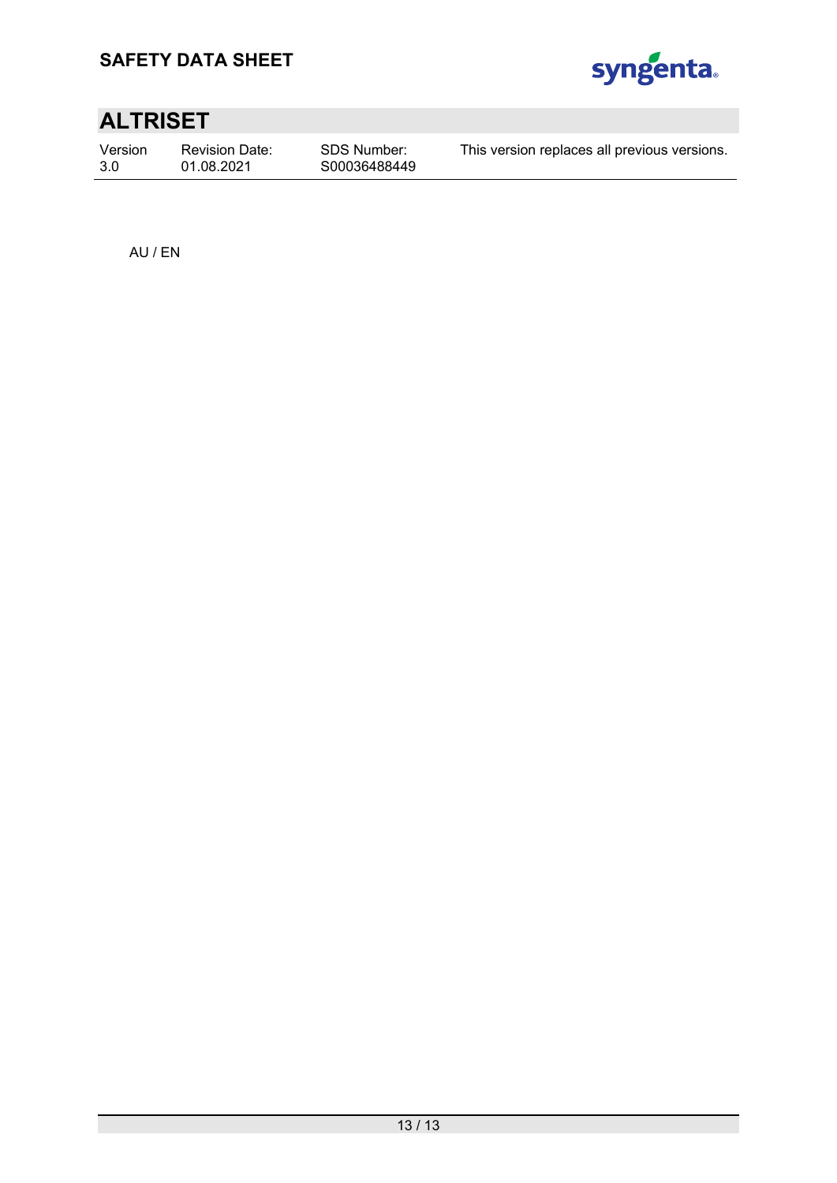AU / EN